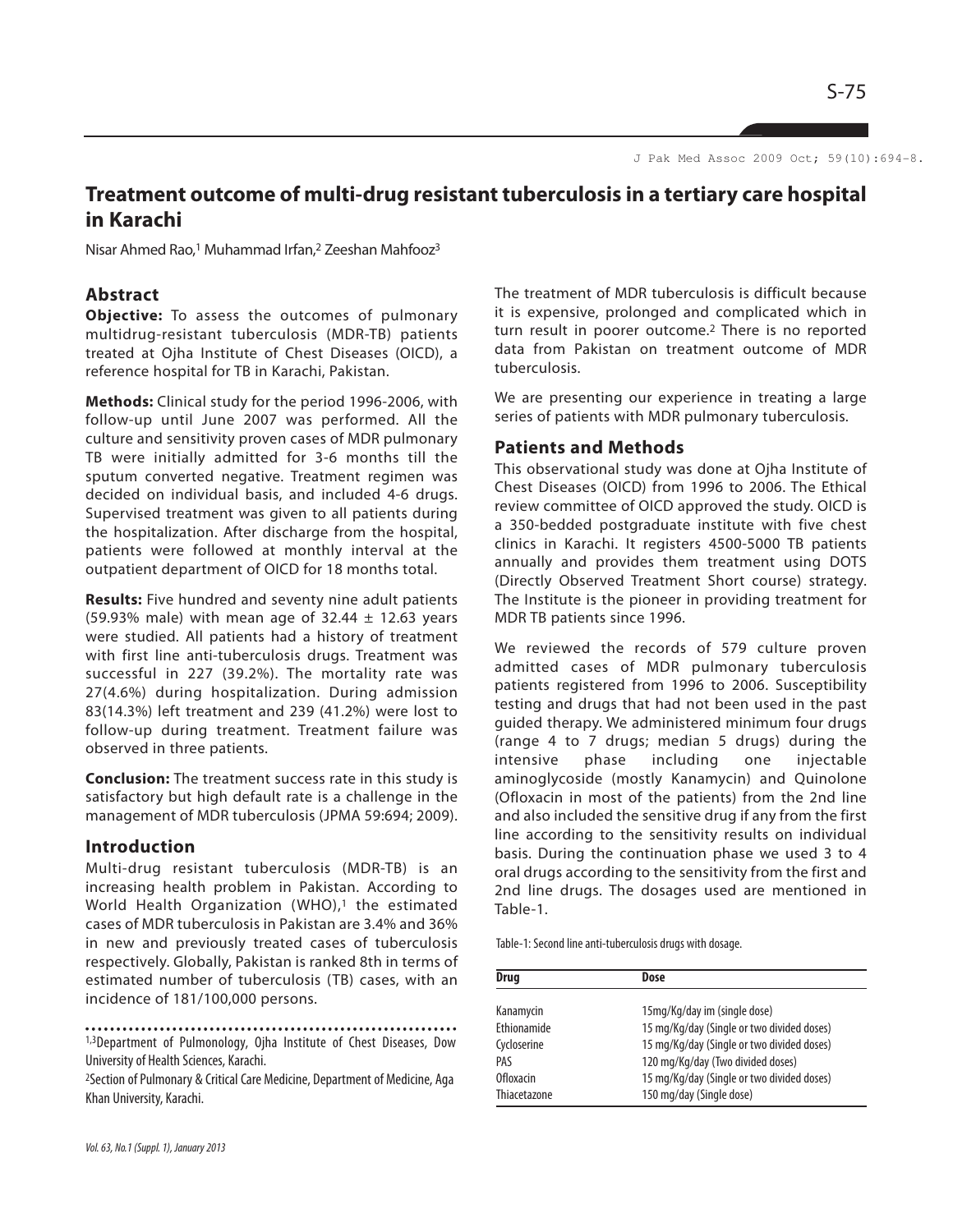# Treatment outcome of multi-drug resistant tuberculosis in a tertiary care hospital in Karachi

Nisar Ahmed Rao,[1] Muhammad Irfan,[2] Zeeshan Mahfooz[3]

## Abstract

**Objective:** To assess the outcomes of pulmonary multidrug-resistant tuberculosis (MDR-TB) patients treated at Ojha Institute of Chest Diseases (OICD), a reference hospital for TB in Karachi, Pakistan.

**Methods:** Clinical study for the period 1996-2006, with follow-up until June 2007 was performed. All the culture and sensitivity proven cases of MDR pulmonary TB were initially admitted for 3-6 months till the sputum converted negative. Treatment regimen was decided on individual basis, and included 4-6 drugs. Supervised treatment was given to all patients during the hospitalization. After discharge from the hospital, patients were followed at monthly interval at the outpatient department of OICD for 18 months total.

**Results:** Five hundred and seventy nine adult patients (59.93% male) with mean age of 32.44 ± 12.63 years were studied. All patients had a history of treatment with first line anti-tuberculosis drugs. Treatment was successful in 227 (39.2%). The mortality rate was 27(4.6%) during hospitalization. During admission 83(14.3%) left treatment and 239 (41.2%) were lost to follow-up during treatment. Treatment failure was observed in three patients.

**Conclusion:** The treatment success rate in this study is satisfactory but high default rate is a challenge in the management of MDR tuberculosis (JPMA 59:694; 2009).

## Introduction

Multi-drug resistant tuberculosis (MDR-TB) is an increasing health problem in Pakistan. According to World Health Organization (WHO),[1] the estimated cases of MDR tuberculosis in Pakistan are 3.4% and 36% in new and previously treated cases of tuberculosis respectively. Globally, Pakistan is ranked 8th in terms of estimated number of tuberculosis (TB) cases, with an incidence of 181/100,000 persons.

[1,3]Department of Pulmonology, Ojha Institute of Chest Diseases, Dow University of Health Sciences, Karachi.
[2]Section of Pulmonary & Critical Care Medicine, Department of Medicine, Aga Khan University, Karachi.

The treatment of MDR tuberculosis is difficult because it is expensive, prolonged and complicated which in turn result in poorer outcome.[2] There is no reported data from Pakistan on treatment outcome of MDR tuberculosis.

We are presenting our experience in treating a large series of patients with MDR pulmonary tuberculosis.

## Patients and Methods

This observational study was done at Ojha Institute of Chest Diseases (OICD) from 1996 to 2006. The Ethical review committee of OICD approved the study. OICD is a 350-bedded postgraduate institute with five chest clinics in Karachi. It registers 4500-5000 TB patients annually and provides them treatment using DOTS (Directly Observed Treatment Short course) strategy. The Institute is the pioneer in providing treatment for MDR TB patients since 1996.

We reviewed the records of 579 culture proven admitted cases of MDR pulmonary tuberculosis patients registered from 1996 to 2006. Susceptibility testing and drugs that had not been used in the past guided therapy. We administered minimum four drugs (range 4 to 7 drugs; median 5 drugs) during the intensive phase including one injectable aminoglycoside (mostly Kanamycin) and Quinolone (Ofloxacin in most of the patients) from the 2nd line and also included the sensitive drug if any from the first line according to the sensitivity results on individual basis. During the continuation phase we used 3 to 4 oral drugs according to the sensitivity from the first and 2nd line drugs. The dosages used are mentioned in Table-1.

Table-1: Second line anti-tuberculosis drugs with dosage.

| Drug | Dose |
|---|---|
| Kanamycin | 15mg/Kg/day im (single dose) |
| Ethionamide | 15 mg/Kg/day (Single or two divided doses) |
| Cycloserine | 15 mg/Kg/day (Single or two divided doses) |
| PAS | 120 mg/Kg/day (Two divided doses) |
| Ofloxacin | 15 mg/Kg/day (Single or two divided doses) |
| Thiacetazone | 150 mg/day (Single dose) |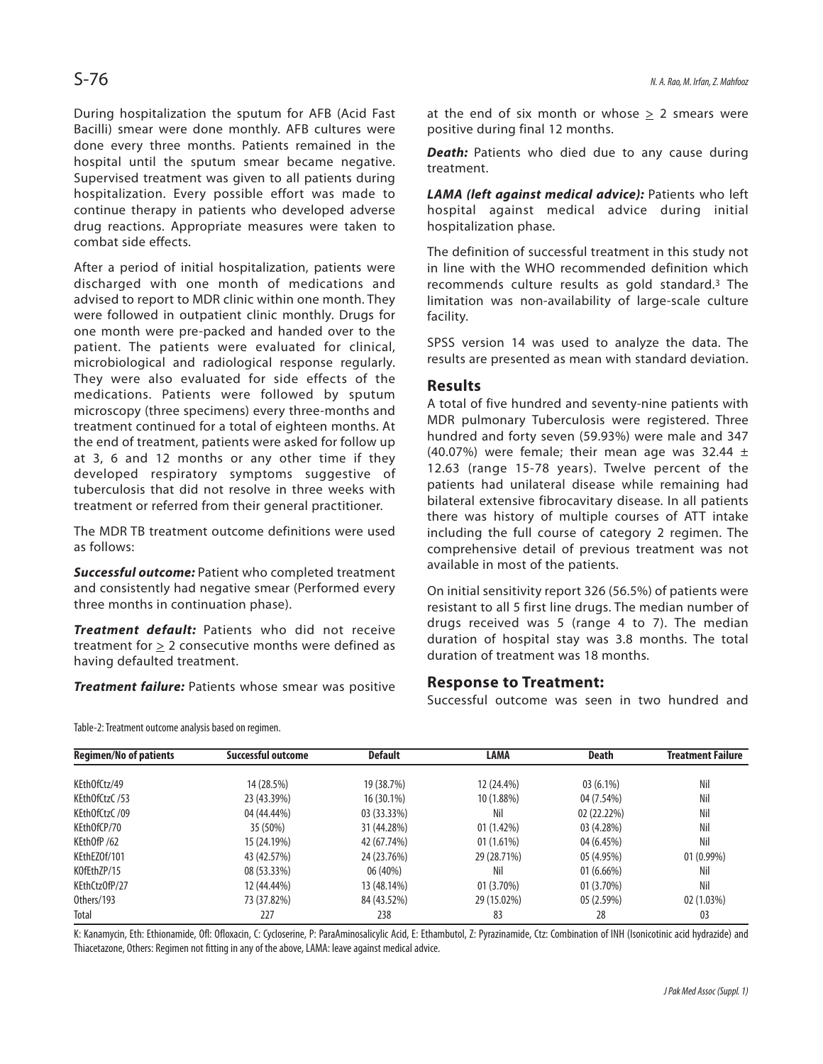During hospitalization the sputum for AFB (Acid Fast Bacilli) smear were done monthly. AFB cultures were done every three months. Patients remained in the hospital until the sputum smear became negative. Supervised treatment was given to all patients during hospitalization. Every possible effort was made to continue therapy in patients who developed adverse drug reactions. Appropriate measures were taken to combat side effects.

After a period of initial hospitalization, patients were discharged with one month of medications and advised to report to MDR clinic within one month. They were followed in outpatient clinic monthly. Drugs for one month were pre-packed and handed over to the patient. The patients were evaluated for clinical, microbiological and radiological response regularly. They were also evaluated for side effects of the medications. Patients were followed by sputum microscopy (three specimens) every three-months and treatment continued for a total of eighteen months. At the end of treatment, patients were asked for follow up at 3, 6 and 12 months or any other time if they developed respiratory symptoms suggestive of tuberculosis that did not resolve in three weeks with treatment or referred from their general practitioner.

The MDR TB treatment outcome definitions were used as follows:

***Successful outcome:*** Patient who completed treatment and consistently had negative smear (Performed every three months in continuation phase).

***Treatment default:*** Patients who did not receive treatment for $\geq$ 2 consecutive months were defined as having defaulted treatment.

***Treatment failure:*** Patients whose smear was positive at the end of six month or whose $\geq$ 2 smears were positive during final 12 months.

***Death:*** Patients who died due to any cause during treatment.

***LAMA (left against medical advice):*** Patients who left hospital against medical advice during initial hospitalization phase.

The definition of successful treatment in this study not in line with the WHO recommended definition which recommends culture results as gold standard.[3] The limitation was non-availability of large-scale culture facility.

SPSS version 14 was used to analyze the data. The results are presented as mean with standard deviation.

## Results

A total of five hundred and seventy-nine patients with MDR pulmonary Tuberculosis were registered. Three hundred and forty seven (59.93%) were male and 347 (40.07%) were female; their mean age was 32.44 $\pm$ 12.63 (range 15-78 years). Twelve percent of the patients had unilateral disease while remaining had bilateral extensive fibrocavitary disease. In all patients there was history of multiple courses of ATT intake including the full course of category 2 regimen. The comprehensive detail of previous treatment was not available in most of the patients.

On initial sensitivity report 326 (56.5%) of patients were resistant to all 5 first line drugs. The median number of drugs received was 5 (range 4 to 7). The median duration of hospital stay was 3.8 months. The total duration of treatment was 18 months.

### Response to Treatment:

Successful outcome was seen in two hundred and

Table-2: Treatment outcome analysis based on regimen.

| Regimen/No of patients | Successful outcome | Default | LAMA | Death | Treatment Failure |
|---|---|---|---|---|---|
| KEthOfCtz/49 | 14 (28.5%) | 19 (38.7%) | 12 (24.4%) | 03 (6.1%) | Nil |
| KEthOfCtzC /53 | 23 (43.39%) | 16 (30.1%) | 10 (1.88%) | 04 (7.54%) | Nil |
| KEthOfCtzC /09 | 04 (44.44%) | 03 (33.33%) | Nil | 02 (22.22%) | Nil |
| KEthOfCP/70 | 35 (50%) | 31 (44.28%) | 01 (1.42%) | 03 (4.28%) | Nil |
| KEthOfP /62 | 15 (24.19%) | 42 (67.74%) | 01 (1.61%) | 04 (6.45%) | Nil |
| KEthEZOf/101 | 43 (42.57%) | 24 (23.76%) | 29 (28.71%) | 05 (4.95%) | 01 (0.99%) |
| KOfEthZP/15 | 08 (53.33%) | 06 (40%) | Nil | 01 (6.66%) | Nil |
| KEthCtzOfP/27 | 12 (44.44%) | 13 (48.14%) | 01 (3.70%) | 01 (3.70%) | Nil |
| Others/193 | 73 (37.82%) | 84 (43.52%) | 29 (15.02%) | 05 (2.59%) | 02 (1.03%) |
| Total | 227 | 238 | 83 | 28 | 03 |

K: Kanamycin, Eth: Ethionamide, Ofl: Ofloxacin, C: Cycloserine, P: ParaAminosalicylic Acid, E: Ethambutol, Z: Pyrazinamide, Ctz: Combination of INH (Isonicotinic acid hydrazide) and Thiacetazone, Others: Regimen not fitting in any of the above, LAMA: leave against medical advice.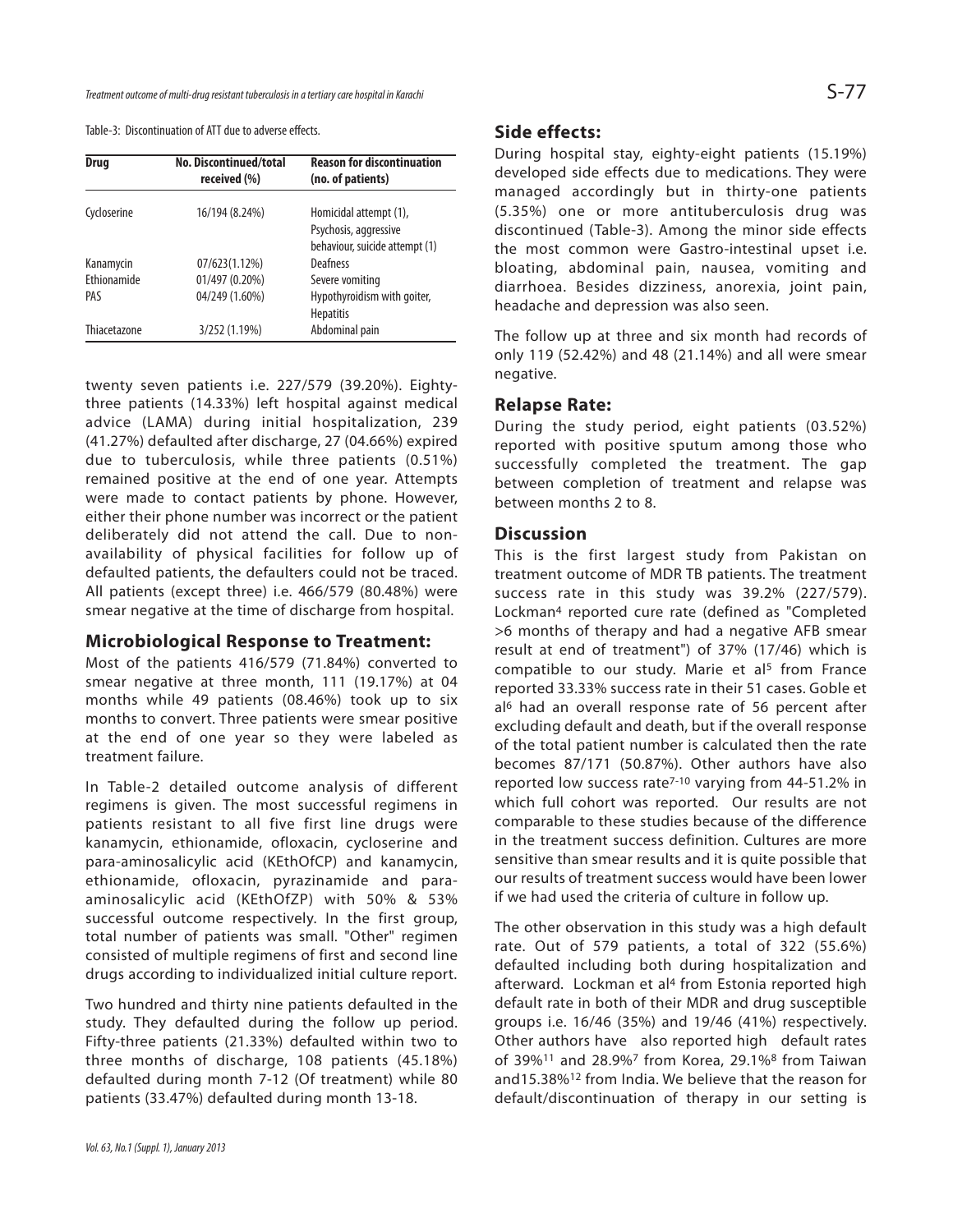Table-3: Discontinuation of ATT due to adverse effects.

| Drug | No. Discontinued/total received (%) | Reason for discontinuation (no. of patients) |
|---|---|---|
| Cycloserine | 16/194 (8.24%) | Homicidal attempt (1), Psychosis, aggressive behaviour, suicide attempt (1) |
| Kanamycin | 07/623(1.12%) | Deafness |
| Ethionamide | 01/497 (0.20%) | Severe vomiting |
| PAS | 04/249 (1.60%) | Hypothyroidism with goiter, Hepatitis |
| Thiacetazone | 3/252 (1.19%) | Abdominal pain |

twenty seven patients i.e. 227/579 (39.20%). Eighty-three patients (14.33%) left hospital against medical advice (LAMA) during initial hospitalization, 239 (41.27%) defaulted after discharge, 27 (04.66%) expired due to tuberculosis, while three patients (0.51%) remained positive at the end of one year. Attempts were made to contact patients by phone. However, either their phone number was incorrect or the patient deliberately did not attend the call. Due to non-availability of physical facilities for follow up of defaulted patients, the defaulters could not be traced. All patients (except three) i.e. 466/579 (80.48%) were smear negative at the time of discharge from hospital.

## Microbiological Response to Treatment:

Most of the patients 416/579 (71.84%) converted to smear negative at three month, 111 (19.17%) at 04 months while 49 patients (08.46%) took up to six months to convert. Three patients were smear positive at the end of one year so they were labeled as treatment failure.

In Table-2 detailed outcome analysis of different regimens is given. The most successful regimens in patients resistant to all five first line drugs were kanamycin, ethionamide, ofloxacin, cycloserine and para-aminosalicylic acid (KEthOfCP) and kanamycin, ethionamide, ofloxacin, pyrazinamide and para-aminosalicylic acid (KEthOfZP) with 50% & 53% successful outcome respectively. In the first group, total number of patients was small. "Other" regimen consisted of multiple regimens of first and second line drugs according to individualized initial culture report.

Two hundred and thirty nine patients defaulted in the study. They defaulted during the follow up period. Fifty-three patients (21.33%) defaulted within two to three months of discharge, 108 patients (45.18%) defaulted during month 7-12 (Of treatment) while 80 patients (33.47%) defaulted during month 13-18.

## Side effects:

During hospital stay, eighty-eight patients (15.19%) developed side effects due to medications. They were managed accordingly but in thirty-one patients (5.35%) one or more antituberculosis drug was discontinued (Table-3). Among the minor side effects the most common were Gastro-intestinal upset i.e. bloating, abdominal pain, nausea, vomiting and diarrhoea. Besides dizziness, anorexia, joint pain, headache and depression was also seen.

The follow up at three and six month had records of only 119 (52.42%) and 48 (21.14%) and all were smear negative.

## Relapse Rate:

During the study period, eight patients (03.52%) reported with positive sputum among those who successfully completed the treatment. The gap between completion of treatment and relapse was between months 2 to 8.

## Discussion

This is the first largest study from Pakistan on treatment outcome of MDR TB patients. The treatment success rate in this study was 39.2% (227/579). Lockman[4] reported cure rate (defined as "Completed >6 months of therapy and had a negative AFB smear result at end of treatment") of 37% (17/46) which is compatible to our study. Marie et al[5] from France reported 33.33% success rate in their 51 cases. Goble et al[6] had an overall response rate of 56 percent after excluding default and death, but if the overall response of the total patient number is calculated then the rate becomes 87/171 (50.87%). Other authors have also reported low success rate[7-10] varying from 44-51.2% in which full cohort was reported. Our results are not comparable to these studies because of the difference in the treatment success definition. Cultures are more sensitive than smear results and it is quite possible that our results of treatment success would have been lower if we had used the criteria of culture in follow up.

The other observation in this study was a high default rate. Out of 579 patients, a total of 322 (55.6%) defaulted including both during hospitalization and afterward. Lockman et al[4] from Estonia reported high default rate in both of their MDR and drug susceptible groups i.e. 16/46 (35%) and 19/46 (41%) respectively. Other authors have also reported high default rates of 39%[11] and 28.9%[7] from Korea, 29.1%[8] from Taiwan and15.38%[12] from India. We believe that the reason for default/discontinuation of therapy in our setting is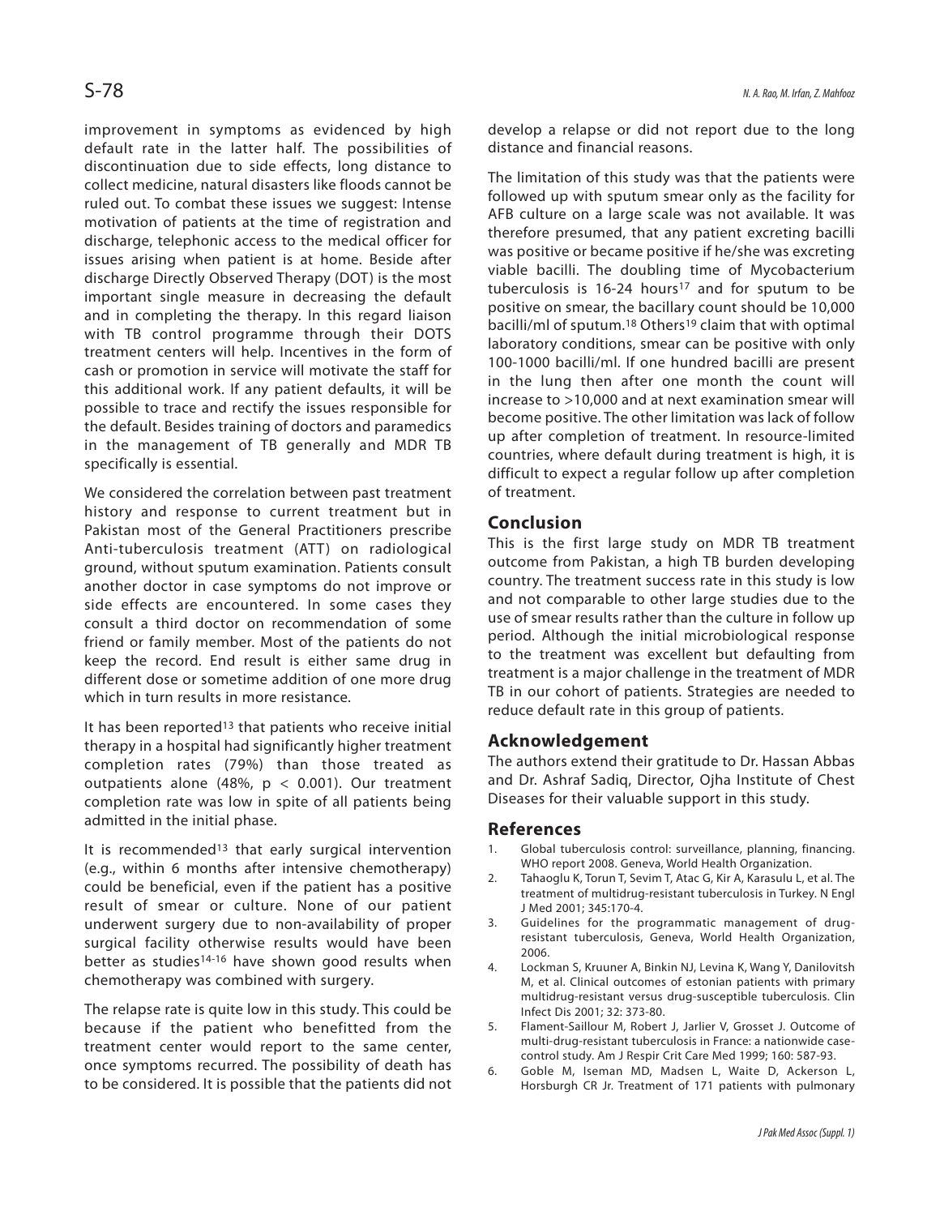improvement in symptoms as evidenced by high default rate in the latter half. The possibilities of discontinuation due to side effects, long distance to collect medicine, natural disasters like floods cannot be ruled out. To combat these issues we suggest: Intense motivation of patients at the time of registration and discharge, telephonic access to the medical officer for issues arising when patient is at home. Beside after discharge Directly Observed Therapy (DOT) is the most important single measure in decreasing the default and in completing the therapy. In this regard liaison with TB control programme through their DOTS treatment centers will help. Incentives in the form of cash or promotion in service will motivate the staff for this additional work. If any patient defaults, it will be possible to trace and rectify the issues responsible for the default. Besides training of doctors and paramedics in the management of TB generally and MDR TB specifically is essential.

We considered the correlation between past treatment history and response to current treatment but in Pakistan most of the General Practitioners prescribe Anti-tuberculosis treatment (ATT) on radiological ground, without sputum examination. Patients consult another doctor in case symptoms do not improve or side effects are encountered. In some cases they consult a third doctor on recommendation of some friend or family member. Most of the patients do not keep the record. End result is either same drug in different dose or sometime addition of one more drug which in turn results in more resistance.

It has been reported[13] that patients who receive initial therapy in a hospital had significantly higher treatment completion rates (79%) than those treated as outpatients alone (48%, $p < 0.001$). Our treatment completion rate was low in spite of all patients being admitted in the initial phase.

It is recommended[13] that early surgical intervention (e.g., within 6 months after intensive chemotherapy) could be beneficial, even if the patient has a positive result of smear or culture. None of our patient underwent surgery due to non-availability of proper surgical facility otherwise results would have been better as studies[14-16] have shown good results when chemotherapy was combined with surgery.

The relapse rate is quite low in this study. This could be because if the patient who benefitted from the treatment center would report to the same center, once symptoms recurred. The possibility of death has to be considered. It is possible that the patients did not develop a relapse or did not report due to the long distance and financial reasons.

The limitation of this study was that the patients were followed up with sputum smear only as the facility for AFB culture on a large scale was not available. It was therefore presumed, that any patient excreting bacilli was positive or became positive if he/she was excreting viable bacilli. The doubling time of Mycobacterium tuberculosis is 16-24 hours[17] and for sputum to be positive on smear, the bacillary count should be 10,000 bacilli/ml of sputum.[18] Others[19] claim that with optimal laboratory conditions, smear can be positive with only 100-1000 bacilli/ml. If one hundred bacilli are present in the lung then after one month the count will increase to >10,000 and at next examination smear will become positive. The other limitation was lack of follow up after completion of treatment. In resource-limited countries, where default during treatment is high, it is difficult to expect a regular follow up after completion of treatment.

## Conclusion

This is the first large study on MDR TB treatment outcome from Pakistan, a high TB burden developing country. The treatment success rate in this study is low and not comparable to other large studies due to the use of smear results rather than the culture in follow up period. Although the initial microbiological response to the treatment was excellent but defaulting from treatment is a major challenge in the treatment of MDR TB in our cohort of patients. Strategies are needed to reduce default rate in this group of patients.

## Acknowledgement

The authors extend their gratitude to Dr. Hassan Abbas and Dr. Ashraf Sadiq, Director, Ojha Institute of Chest Diseases for their valuable support in this study.

## References

1. Global tuberculosis control: surveillance, planning, financing. WHO report 2008. Geneva, World Health Organization.
2. Tahaoglu K, Torun T, Sevim T, Atac G, Kir A, Karasulu L, et al. The treatment of multidrug-resistant tuberculosis in Turkey. N Engl J Med 2001; 345:170-4.
3. Guidelines for the programmatic management of drug-resistant tuberculosis, Geneva, World Health Organization, 2006.
4. Lockman S, Kruuner A, Binkin NJ, Levina K, Wang Y, Danilovitsh M, et al. Clinical outcomes of estonian patients with primary multidrug-resistant versus drug-susceptible tuberculosis. Clin Infect Dis 2001; 32: 373-80.
5. Flament-Saillour M, Robert J, Jarlier V, Grosset J. Outcome of multi-drug-resistant tuberculosis in France: a nationwide case-control study. Am J Respir Crit Care Med 1999; 160: 587-93.
6. Goble M, Iseman MD, Madsen L, Waite D, Ackerson L, Horsburgh CR Jr. Treatment of 171 patients with pulmonary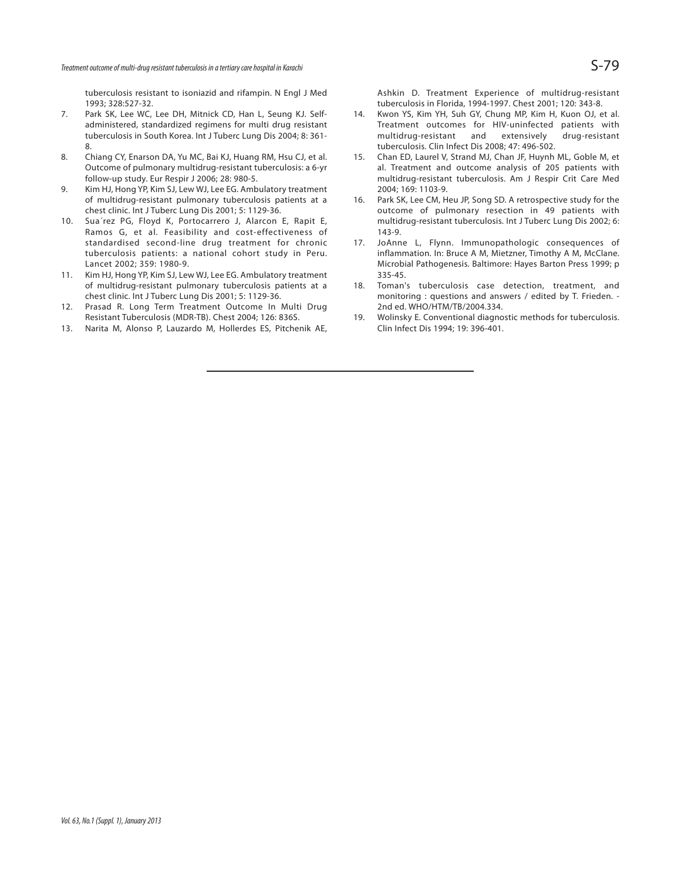tuberculosis resistant to isoniazid and rifampin. N Engl J Med 1993; 328:527-32.

7. Park SK, Lee WC, Lee DH, Mitnick CD, Han L, Seung KJ. Self-administered, standardized regimens for multi drug resistant tuberculosis in South Korea. Int J Tuberc Lung Dis 2004; 8: 361-8.
8. Chiang CY, Enarson DA, Yu MC, Bai KJ, Huang RM, Hsu CJ, et al. Outcome of pulmonary multidrug-resistant tuberculosis: a 6-yr follow-up study. Eur Respir J 2006; 28: 980-5.
9. Kim HJ, Hong YP, Kim SJ, Lew WJ, Lee EG. Ambulatory treatment of multidrug-resistant pulmonary tuberculosis patients at a chest clinic. Int J Tuberc Lung Dis 2001; 5: 1129-36.
10. Sua´rez PG, Floyd K, Portocarrero J, Alarcon E, Rapit E, Ramos G, et al. Feasibility and cost-effectiveness of standardised second-line drug treatment for chronic tuberculosis patients: a national cohort study in Peru. Lancet 2002; 359: 1980-9.
11. Kim HJ, Hong YP, Kim SJ, Lew WJ, Lee EG. Ambulatory treatment of multidrug-resistant pulmonary tuberculosis patients at a chest clinic. Int J Tuberc Lung Dis 2001; 5: 1129-36.
12. Prasad R. Long Term Treatment Outcome In Multi Drug Resistant Tuberculosis (MDR-TB). Chest 2004; 126: 836S.
13. Narita M, Alonso P, Lauzardo M, Hollerdes ES, Pitchenik AE, Ashkin D. Treatment Experience of multidrug-resistant tuberculosis in Florida, 1994-1997. Chest 2001; 120: 343-8.
14. Kwon YS, Kim YH, Suh GY, Chung MP, Kim H, Kuon OJ, et al. Treatment outcomes for HIV-uninfected patients with multidrug-resistant and extensively drug-resistant tuberculosis. Clin Infect Dis 2008; 47: 496-502.
15. Chan ED, Laurel V, Strand MJ, Chan JF, Huynh ML, Goble M, et al. Treatment and outcome analysis of 205 patients with multidrug-resistant tuberculosis. Am J Respir Crit Care Med 2004; 169: 1103-9.
16. Park SK, Lee CM, Heu JP, Song SD. A retrospective study for the outcome of pulmonary resection in 49 patients with multidrug-resistant tuberculosis. Int J Tuberc Lung Dis 2002; 6: 143-9.
17. JoAnne L, Flynn. Immunopathologic consequences of inflammation. In: Bruce A M, Mietzner, Timothy A M, McClane. Microbial Pathogenesis. Baltimore: Hayes Barton Press 1999; p 335-45.
18. Toman's tuberculosis case detection, treatment, and monitoring : questions and answers / edited by T. Frieden. - 2nd ed. WHO/HTM/TB/2004.334.
19. Wolinsky E. Conventional diagnostic methods for tuberculosis. Clin Infect Dis 1994; 19: 396-401.